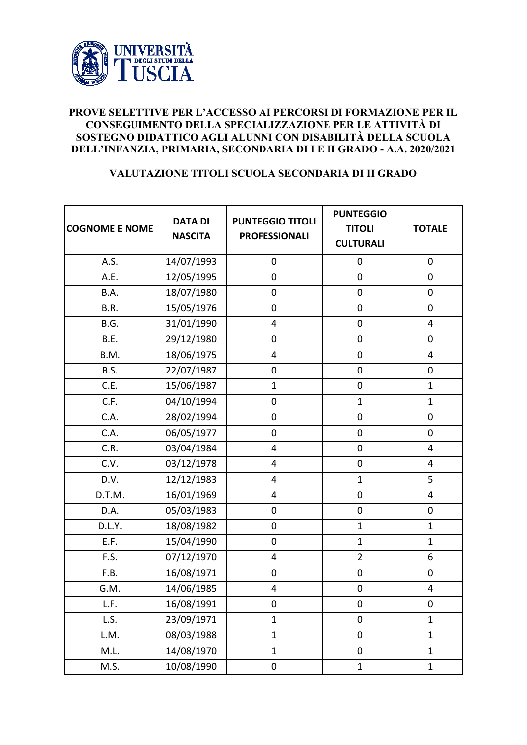## PROVE SELETTIVE PER L'ACCESSO AI PERCORSI DI FORMAZIONE PER IL CONSEGUIMENTO DELLA SPECIALIZZAZIONE PER LE ATTIVITÀ DI SOSTEGNO DIDATTICO AGLI ALUNNI CON DISABILITÀ DELLA SCUOLA DELL'INFANZIA, PRIMARIA, SECONDARIA DI I E II GRADO - A.A. 2020/2021

### VALUTAZIONE TITOLI SCUOLA SECONDARIA DI II GRADO

| COGNOME E NOME | DATA DI NASCITA | PUNTEGGIO TITOLI PROFESSIONALI | PUNTEGGIO TITOLI CULTURALI | TOTALE |
|---|---|---|---|---|
| A.S. | 14/07/1993 | 0 | 0 | 0 |
| A.E. | 12/05/1995 | 0 | 0 | 0 |
| B.A. | 18/07/1980 | 0 | 0 | 0 |
| B.R. | 15/05/1976 | 0 | 0 | 0 |
| B.G. | 31/01/1990 | 4 | 0 | 4 |
| B.E. | 29/12/1980 | 0 | 0 | 0 |
| B.M. | 18/06/1975 | 4 | 0 | 4 |
| B.S. | 22/07/1987 | 0 | 0 | 0 |
| C.E. | 15/06/1987 | 1 | 0 | 1 |
| C.F. | 04/10/1994 | 0 | 1 | 1 |
| C.A. | 28/02/1994 | 0 | 0 | 0 |
| C.A. | 06/05/1977 | 0 | 0 | 0 |
| C.R. | 03/04/1984 | 4 | 0 | 4 |
| C.V. | 03/12/1978 | 4 | 0 | 4 |
| D.V. | 12/12/1983 | 4 | 1 | 5 |
| D.T.M. | 16/01/1969 | 4 | 0 | 4 |
| D.A. | 05/03/1983 | 0 | 0 | 0 |
| D.L.Y. | 18/08/1982 | 0 | 1 | 1 |
| E.F. | 15/04/1990 | 0 | 1 | 1 |
| F.S. | 07/12/1970 | 4 | 2 | 6 |
| F.B. | 16/08/1971 | 0 | 0 | 0 |
| G.M. | 14/06/1985 | 4 | 0 | 4 |
| L.F. | 16/08/1991 | 0 | 0 | 0 |
| L.S. | 23/09/1971 | 1 | 0 | 1 |
| L.M. | 08/03/1988 | 1 | 0 | 1 |
| M.L. | 14/08/1970 | 1 | 0 | 1 |
| M.S. | 10/08/1990 | 0 | 1 | 1 |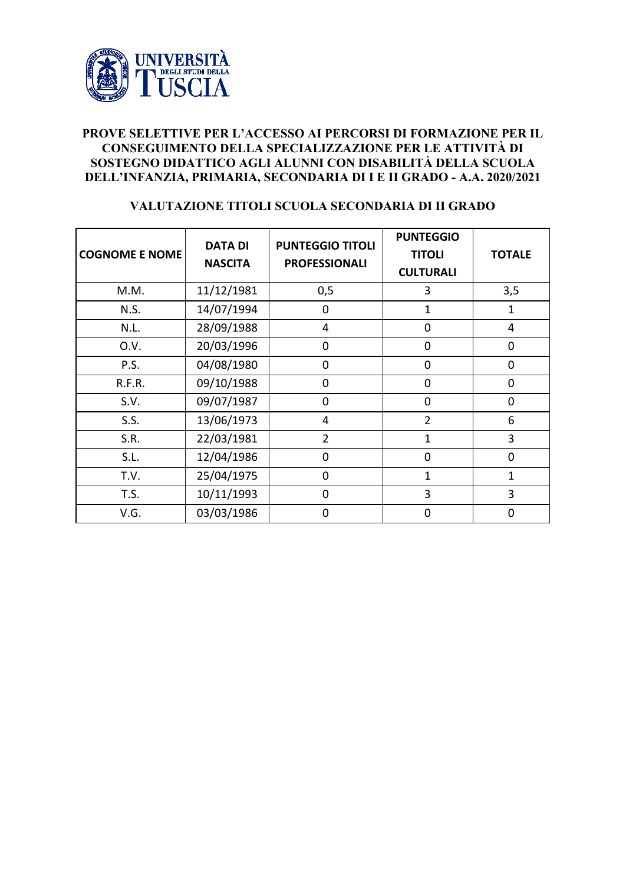**PROVE SELETTIVE PER L'ACCESSO AI PERCORSI DI FORMAZIONE PER IL CONSEGUIMENTO DELLA SPECIALIZZAZIONE PER LE ATTIVITÀ DI SOSTEGNO DIDATTICO AGLI ALUNNI CON DISABILITÀ DELLA SCUOLA DELL'INFANZIA, PRIMARIA, SECONDARIA DI I E II GRADO - A.A. 2020/2021**

**VALUTAZIONE TITOLI SCUOLA SECONDARIA DI II GRADO**

| COGNOME E NOME | DATA DI NASCITA | PUNTEGGIO TITOLI PROFESSIONALI | PUNTEGGIO TITOLI CULTURALI | TOTALE |
|---|---|---|---|---|
| M.M. | 11/12/1981 | 0,5 | 3 | 3,5 |
| N.S. | 14/07/1994 | 0 | 1 | 1 |
| N.L. | 28/09/1988 | 4 | 0 | 4 |
| O.V. | 20/03/1996 | 0 | 0 | 0 |
| P.S. | 04/08/1980 | 0 | 0 | 0 |
| R.F.R. | 09/10/1988 | 0 | 0 | 0 |
| S.V. | 09/07/1987 | 0 | 0 | 0 |
| S.S. | 13/06/1973 | 4 | 2 | 6 |
| S.R. | 22/03/1981 | 2 | 1 | 3 |
| S.L. | 12/04/1986 | 0 | 0 | 0 |
| T.V. | 25/04/1975 | 0 | 1 | 1 |
| T.S. | 10/11/1993 | 0 | 3 | 3 |
| V.G. | 03/03/1986 | 0 | 0 | 0 |